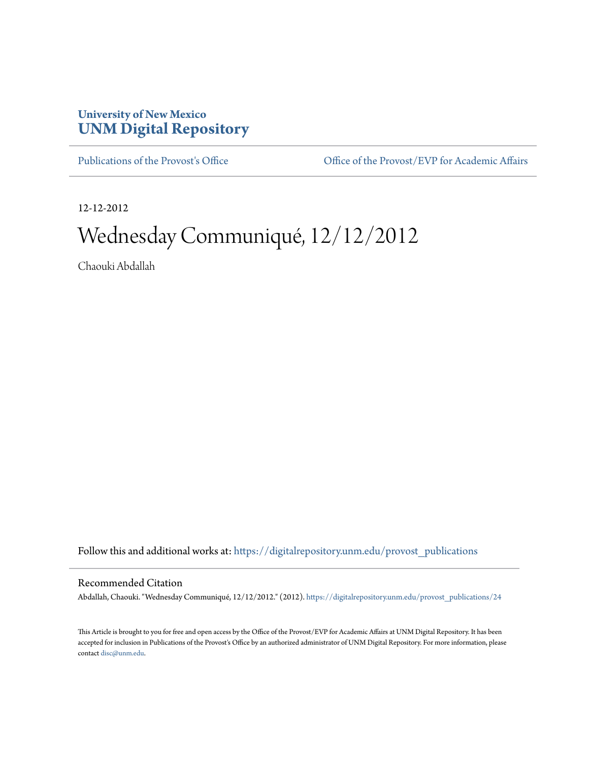**University of New Mexico**
# UNM Digital Repository

Publications of the Provost's Office | Office of the Provost/EVP for Academic Affairs

12-12-2012

# Wednesday Communiqué, 12/12/2012

Chaouki Abdallah

Follow this and additional works at: https://digitalrepository.unm.edu/provost_publications

## Recommended Citation

Abdallah, Chaouki. "Wednesday Communiqué, 12/12/2012." (2012). https://digitalrepository.unm.edu/provost_publications/24

This Article is brought to you for free and open access by the Office of the Provost/EVP for Academic Affairs at UNM Digital Repository. It has been accepted for inclusion in Publications of the Provost's Office by an authorized administrator of UNM Digital Repository. For more information, please contact disc@unm.edu.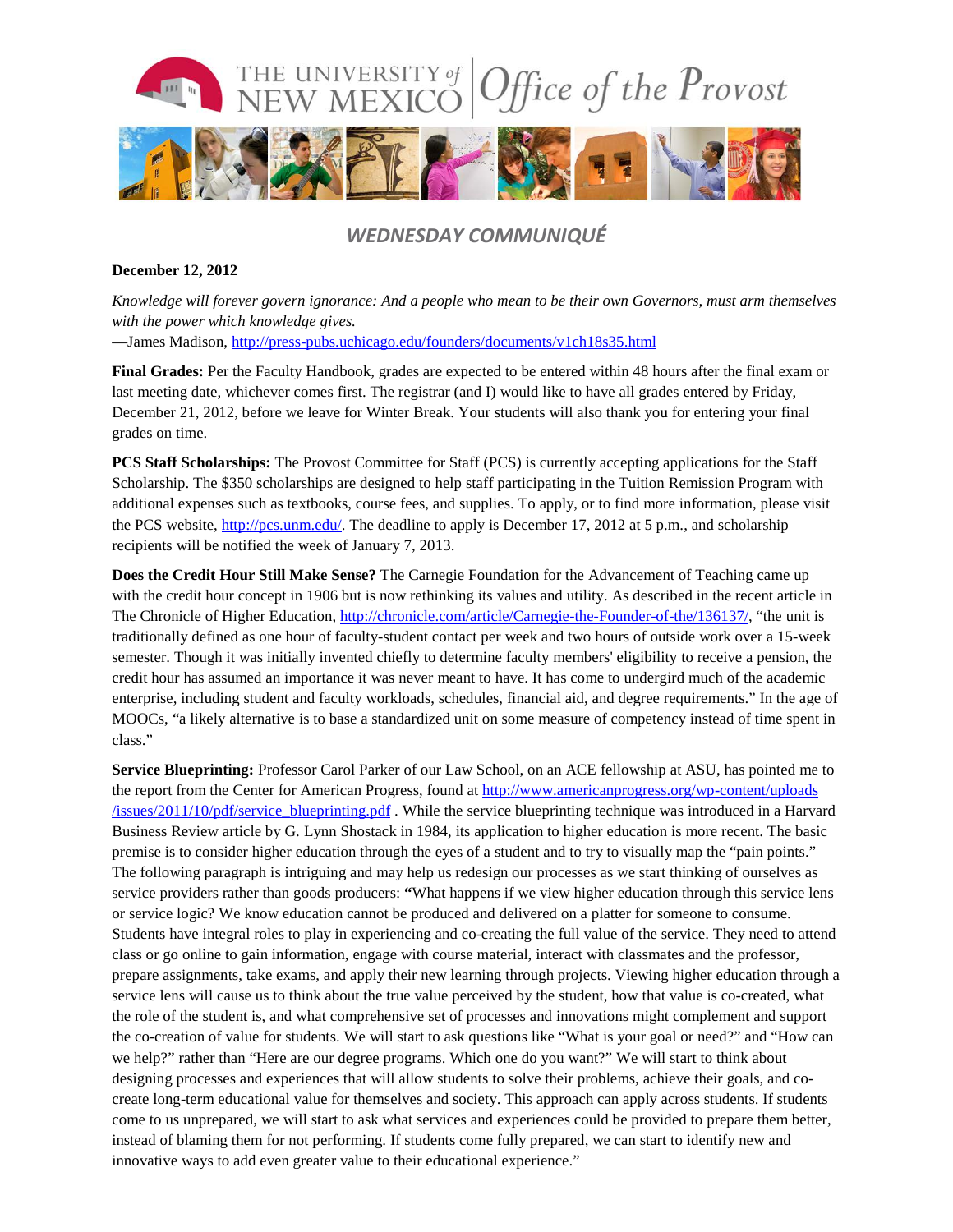# WEDNESDAY COMMUNIQUÉ

**December 12, 2012**

*Knowledge will forever govern ignorance: And a people who mean to be their own Governors, must arm themselves with the power which knowledge gives.*
—James Madison, http://press-pubs.uchicago.edu/founders/documents/v1ch18s35.html

**Final Grades:** Per the Faculty Handbook, grades are expected to be entered within 48 hours after the final exam or last meeting date, whichever comes first. The registrar (and I) would like to have all grades entered by Friday, December 21, 2012, before we leave for Winter Break. Your students will also thank you for entering your final grades on time.

**PCS Staff Scholarships:** The Provost Committee for Staff (PCS) is currently accepting applications for the Staff Scholarship. The $350 scholarships are designed to help staff participating in the Tuition Remission Program with additional expenses such as textbooks, course fees, and supplies. To apply, or to find more information, please visit the PCS website, http://pcs.unm.edu/. The deadline to apply is December 17, 2012 at 5 p.m., and scholarship recipients will be notified the week of January 7, 2013.

**Does the Credit Hour Still Make Sense?** The Carnegie Foundation for the Advancement of Teaching came up with the credit hour concept in 1906 but is now rethinking its values and utility. As described in the recent article in The Chronicle of Higher Education, http://chronicle.com/article/Carnegie-the-Founder-of-the/136137/, "the unit is traditionally defined as one hour of faculty-student contact per week and two hours of outside work over a 15-week semester. Though it was initially invented chiefly to determine faculty members' eligibility to receive a pension, the credit hour has assumed an importance it was never meant to have. It has come to undergird much of the academic enterprise, including student and faculty workloads, schedules, financial aid, and degree requirements." In the age of MOOCs, "a likely alternative is to base a standardized unit on some measure of competency instead of time spent in class."

**Service Blueprinting:** Professor Carol Parker of our Law School, on an ACE fellowship at ASU, has pointed me to the report from the Center for American Progress, found at http://www.americanprogress.org/wp-content/uploads/issues/2011/10/pdf/service_blueprinting.pdf . While the service blueprinting technique was introduced in a Harvard Business Review article by G. Lynn Shostack in 1984, its application to higher education is more recent. The basic premise is to consider higher education through the eyes of a student and to try to visually map the "pain points." The following paragraph is intriguing and may help us redesign our processes as we start thinking of ourselves as service providers rather than goods producers: **"**What happens if we view higher education through this service lens or service logic? We know education cannot be produced and delivered on a platter for someone to consume. Students have integral roles to play in experiencing and co-creating the full value of the service. They need to attend class or go online to gain information, engage with course material, interact with classmates and the professor, prepare assignments, take exams, and apply their new learning through projects. Viewing higher education through a service lens will cause us to think about the true value perceived by the student, how that value is co-created, what the role of the student is, and what comprehensive set of processes and innovations might complement and support the co-creation of value for students. We will start to ask questions like "What is your goal or need?" and "How can we help?" rather than "Here are our degree programs. Which one do you want?" We will start to think about designing processes and experiences that will allow students to solve their problems, achieve their goals, and co-create long-term educational value for themselves and society. This approach can apply across students. If students come to us unprepared, we will start to ask what services and experiences could be provided to prepare them better, instead of blaming them for not performing. If students come fully prepared, we can start to identify new and innovative ways to add even greater value to their educational experience."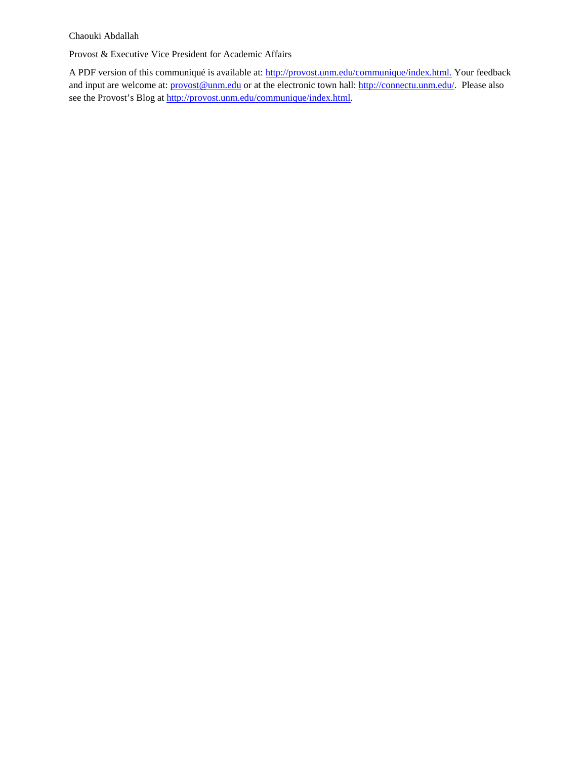Chaouki Abdallah

Provost & Executive Vice President for Academic Affairs

A PDF version of this communiqué is available at: http://provost.unm.edu/communique/index.html. Your feedback and input are welcome at: provost@unm.edu or at the electronic town hall: http://connectu.unm.edu/. Please also see the Provost's Blog at http://provost.unm.edu/communique/index.html.